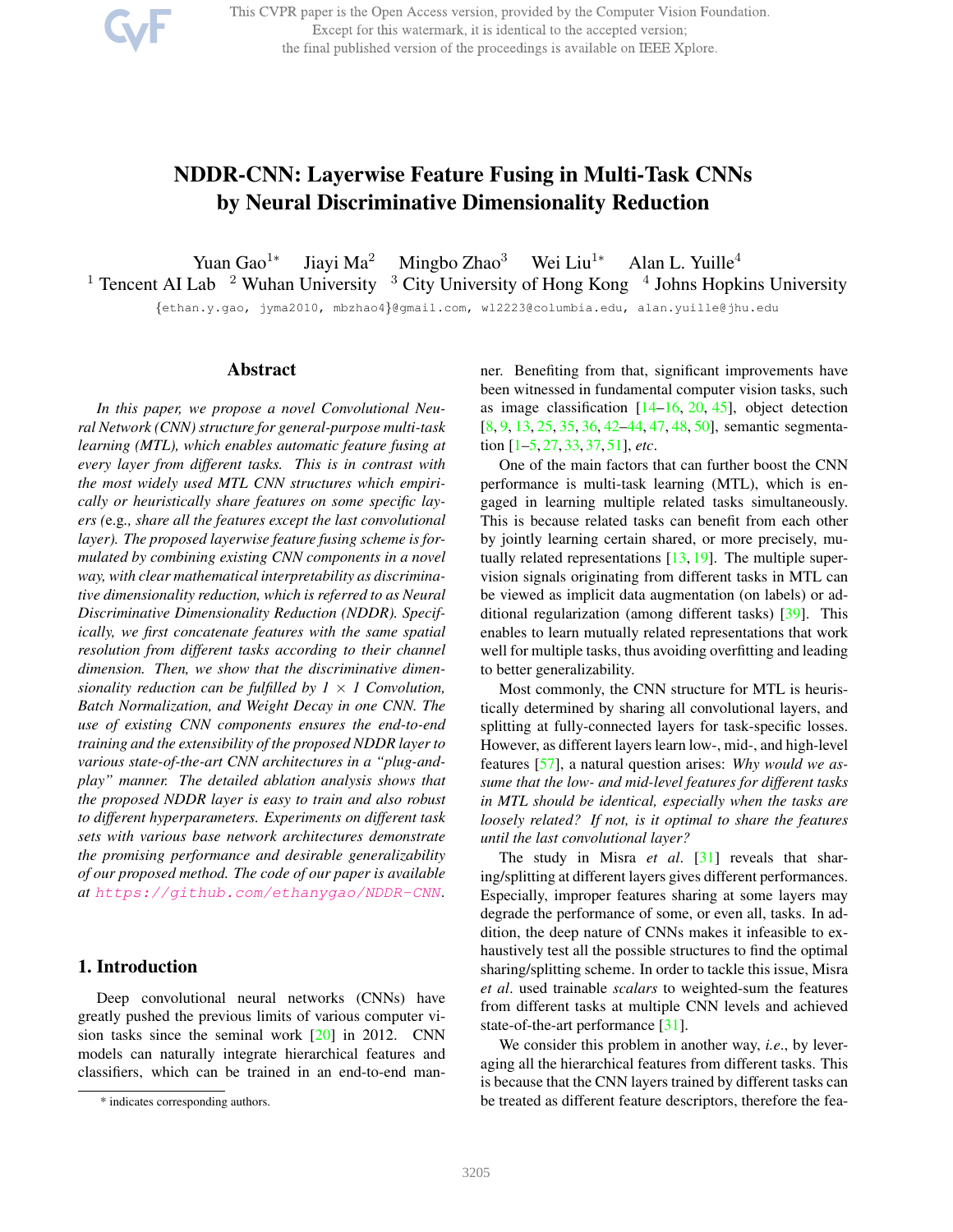# NDDR-CNN: Layerwise Feature Fusing in Multi-Task CNNs by Neural Discriminative Dimensionality Reduction

Yuan Gao[1*] Jiayi Ma[2] Mingbo Zhao[3] Wei Liu[1*] Alan L. Yuille[4]

[1] Tencent AI Lab [2] Wuhan University [3] City University of Hong Kong [4] Johns Hopkins University

{ethan.y.gao, jyma2010, mbzhao4}@gmail.com, wl2223@columbia.edu, alan.yuille@jhu.edu

## Abstract

*In this paper, we propose a novel Convolutional Neural Network (CNN) structure for general-purpose multi-task learning (MTL), which enables automatic feature fusing at every layer from different tasks. This is in contrast with the most widely used MTL CNN structures which empirically or heuristically share features on some specific layers (*e.g.*, share all the features except the last convolutional layer). The proposed layerwise feature fusing scheme is formulated by combining existing CNN components in a novel way, with clear mathematical interpretability as discriminative dimensionality reduction, which is referred to as Neural Discriminative Dimensionality Reduction (NDDR). Specifically, we first concatenate features with the same spatial resolution from different tasks according to their channel dimension. Then, we show that the discriminative dimensionality reduction can be fulfilled by 1 × 1 Convolution, Batch Normalization, and Weight Decay in one CNN. The use of existing CNN components ensures the end-to-end training and the extensibility of the proposed NDDR layer to various state-of-the-art CNN architectures in a "plug-and-play" manner. The detailed ablation analysis shows that the proposed NDDR layer is easy to train and also robust to different hyperparameters. Experiments on different task sets with various base network architectures demonstrate the promising performance and desirable generalizability of our proposed method. The code of our paper is available at https://github.com/ethanygao/NDDR-CNN.*

## 1. Introduction

Deep convolutional neural networks (CNNs) have greatly pushed the previous limits of various computer vision tasks since the seminal work [20] in 2012. CNN models can naturally integrate hierarchical features and classifiers, which can be trained in an end-to-end manner. Benefiting from that, significant improvements have been witnessed in fundamental computer vision tasks, such as image classification [14–16, 20, 45], object detection [8, 9, 13, 25, 35, 36, 42–44, 47, 48, 50], semantic segmentation [1–5, 27, 33, 37, 51], *etc*.

One of the main factors that can further boost the CNN performance is multi-task learning (MTL), which is engaged in learning multiple related tasks simultaneously. This is because related tasks can benefit from each other by jointly learning certain shared, or more precisely, mutually related representations [13, 19]. The multiple supervision signals originating from different tasks in MTL can be viewed as implicit data augmentation (on labels) or additional regularization (among different tasks) [39]. This enables to learn mutually related representations that work well for multiple tasks, thus avoiding overfitting and leading to better generalizability.

Most commonly, the CNN structure for MTL is heuristically determined by sharing all convolutional layers, and splitting at fully-connected layers for task-specific losses. However, as different layers learn low-, mid-, and high-level features [57], a natural question arises: *Why would we assume that the low- and mid-level features for different tasks in MTL should be identical, especially when the tasks are loosely related? If not, is it optimal to share the features until the last convolutional layer?*

The study in Misra *et al*. [31] reveals that sharing/splitting at different layers gives different performances. Especially, improper features sharing at some layers may degrade the performance of some, or even all, tasks. In addition, the deep nature of CNNs makes it infeasible to exhaustively test all the possible structures to find the optimal sharing/splitting scheme. In order to tackle this issue, Misra *et al*. used trainable *scalars* to weighted-sum the features from different tasks at multiple CNN levels and achieved state-of-the-art performance [31].

We consider this problem in another way, *i.e.*, by leveraging all the hierarchical features from different tasks. This is because that the CNN layers trained by different tasks can be treated as different feature descriptors, therefore the fea-

* indicates corresponding authors.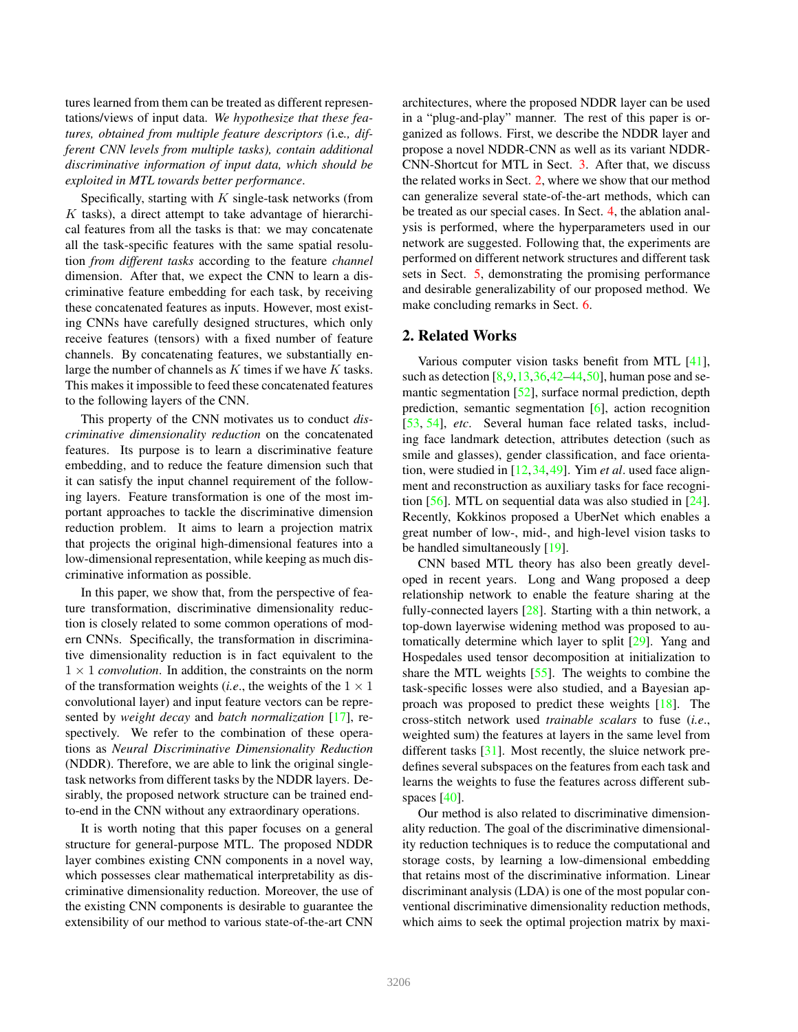tures learned from them can be treated as different representations/views of input data. *We hypothesize that these features, obtained from multiple feature descriptors (*i.e*., different CNN levels from multiple tasks), contain additional discriminative information of input data, which should be exploited in MTL towards better performance*.

Specifically, starting with $K$ single-task networks (from $K$ tasks), a direct attempt to take advantage of hierarchical features from all the tasks is that: we may concatenate all the task-specific features with the same spatial resolution *from different tasks* according to the feature *channel* dimension. After that, we expect the CNN to learn a discriminative feature embedding for each task, by receiving these concatenated features as inputs. However, most existing CNNs have carefully designed structures, which only receive features (tensors) with a fixed number of feature channels. By concatenating features, we substantially enlarge the number of channels as $K$ times if we have $K$ tasks. This makes it impossible to feed these concatenated features to the following layers of the CNN.

This property of the CNN motivates us to conduct *discriminative dimensionality reduction* on the concatenated features. Its purpose is to learn a discriminative feature embedding, and to reduce the feature dimension such that it can satisfy the input channel requirement of the following layers. Feature transformation is one of the most important approaches to tackle the discriminative dimension reduction problem. It aims to learn a projection matrix that projects the original high-dimensional features into a low-dimensional representation, while keeping as much discriminative information as possible.

In this paper, we show that, from the perspective of feature transformation, discriminative dimensionality reduction is closely related to some common operations of modern CNNs. Specifically, the transformation in discriminative dimensionality reduction is in fact equivalent to the $1 \times 1$ *convolution*. In addition, the constraints on the norm of the transformation weights (*i.e*., the weights of the $1 \times 1$ convolutional layer) and input feature vectors can be represented by *weight decay* and *batch normalization* [17], respectively. We refer to the combination of these operations as *Neural Discriminative Dimensionality Reduction* (NDDR). Therefore, we are able to link the original single-task networks from different tasks by the NDDR layers. Desirably, the proposed network structure can be trained end-to-end in the CNN without any extraordinary operations.

It is worth noting that this paper focuses on a general structure for general-purpose MTL. The proposed NDDR layer combines existing CNN components in a novel way, which possesses clear mathematical interpretability as discriminative dimensionality reduction. Moreover, the use of the existing CNN components is desirable to guarantee the extensibility of our method to various state-of-the-art CNN architectures, where the proposed NDDR layer can be used in a "plug-and-play" manner. The rest of this paper is organized as follows. First, we describe the NDDR layer and propose a novel NDDR-CNN as well as its variant NDDR-CNN-Shortcut for MTL in Sect. 3. After that, we discuss the related works in Sect. 2, where we show that our method can generalize several state-of-the-art methods, which can be treated as our special cases. In Sect. 4, the ablation analysis is performed, where the hyperparameters used in our network are suggested. Following that, the experiments are performed on different network structures and different task sets in Sect. 5, demonstrating the promising performance and desirable generalizability of our proposed method. We make concluding remarks in Sect. 6.

## 2. Related Works

Various computer vision tasks benefit from MTL [41], such as detection [8,9,13,36,42–44,50], human pose and semantic segmentation [52], surface normal prediction, depth prediction, semantic segmentation [6], action recognition [53, 54], *etc*. Several human face related tasks, including face landmark detection, attributes detection (such as smile and glasses), gender classification, and face orientation, were studied in [12,34,49]. Yim *et al*. used face alignment and reconstruction as auxiliary tasks for face recognition [56]. MTL on sequential data was also studied in [24]. Recently, Kokkinos proposed a UberNet which enables a great number of low-, mid-, and high-level vision tasks to be handled simultaneously [19].

CNN based MTL theory has also been greatly developed in recent years. Long and Wang proposed a deep relationship network to enable the feature sharing at the fully-connected layers [28]. Starting with a thin network, a top-down layerwise widening method was proposed to automatically determine which layer to split [29]. Yang and Hospedales used tensor decomposition at initialization to share the MTL weights [55]. The weights to combine the task-specific losses were also studied, and a Bayesian approach was proposed to predict these weights [18]. The cross-stitch network used *trainable scalars* to fuse (*i.e*., weighted sum) the features at layers in the same level from different tasks [31]. Most recently, the sluice network predefines several subspaces on the features from each task and learns the weights to fuse the features across different subspaces [40].

Our method is also related to discriminative dimensionality reduction. The goal of the discriminative dimensionality reduction techniques is to reduce the computational and storage costs, by learning a low-dimensional embedding that retains most of the discriminative information. Linear discriminant analysis (LDA) is one of the most popular conventional discriminative dimensionality reduction methods, which aims to seek the optimal projection matrix by maxi-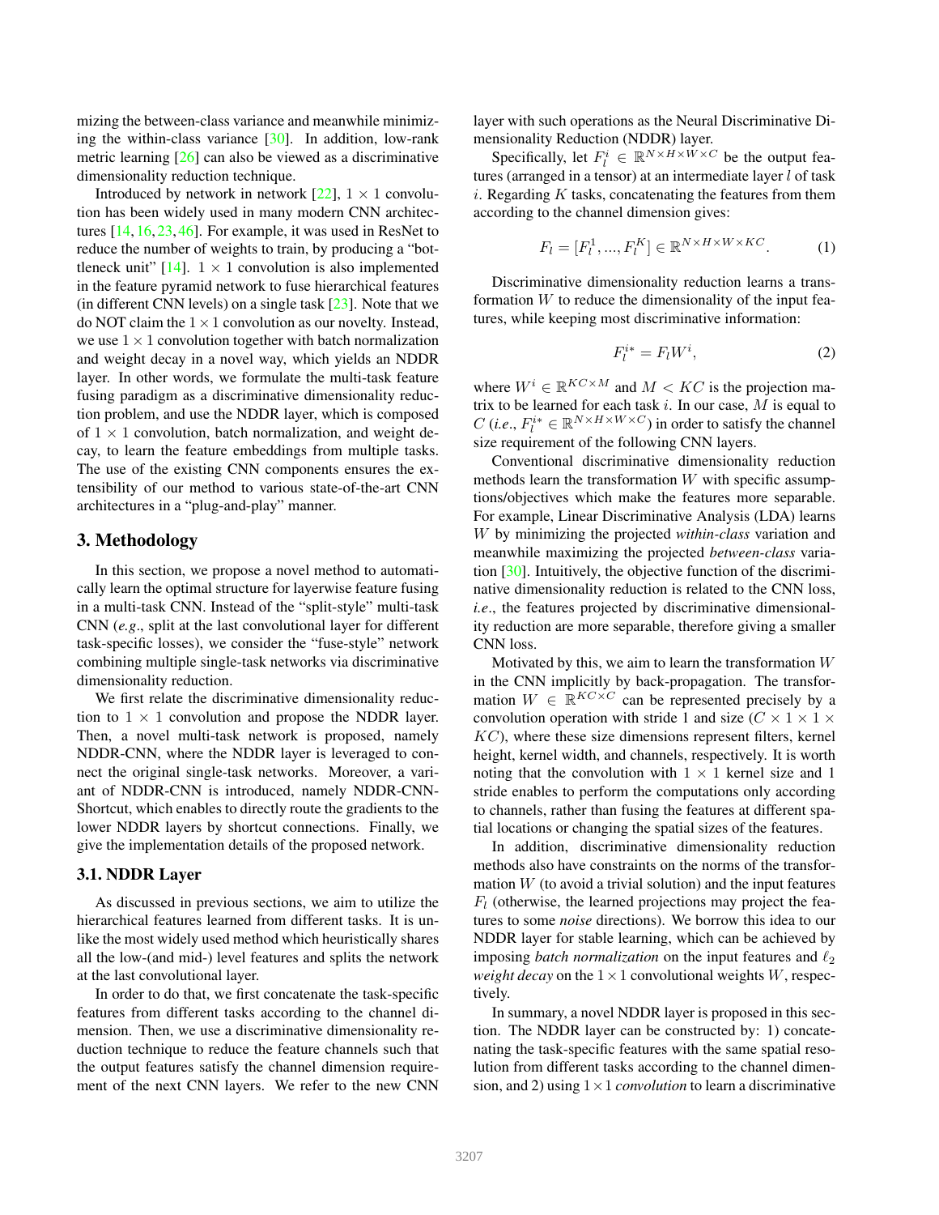mizing the between-class variance and meanwhile minimizing the within-class variance [30]. In addition, low-rank metric learning [26] can also be viewed as a discriminative dimensionality reduction technique.

Introduced by network in network [22], $1 \times 1$ convolution has been widely used in many modern CNN architectures [14, 16, 23, 46]. For example, it was used in ResNet to reduce the number of weights to train, by producing a "bottleneck unit" [14]. $1 \times 1$ convolution is also implemented in the feature pyramid network to fuse hierarchical features (in different CNN levels) on a single task [23]. Note that we do NOT claim the $1 \times 1$ convolution as our novelty. Instead, we use $1 \times 1$ convolution together with batch normalization and weight decay in a novel way, which yields an NDDR layer. In other words, we formulate the multi-task feature fusing paradigm as a discriminative dimensionality reduction problem, and use the NDDR layer, which is composed of $1 \times 1$ convolution, batch normalization, and weight decay, to learn the feature embeddings from multiple tasks. The use of the existing CNN components ensures the extensibility of our method to various state-of-the-art CNN architectures in a "plug-and-play" manner.

## 3. Methodology

In this section, we propose a novel method to automatically learn the optimal structure for layerwise feature fusing in a multi-task CNN. Instead of the "split-style" multi-task CNN (*e.g.*, split at the last convolutional layer for different task-specific losses), we consider the "fuse-style" network combining multiple single-task networks via discriminative dimensionality reduction.

We first relate the discriminative dimensionality reduction to $1 \times 1$ convolution and propose the NDDR layer. Then, a novel multi-task network is proposed, namely NDDR-CNN, where the NDDR layer is leveraged to connect the original single-task networks. Moreover, a variant of NDDR-CNN is introduced, namely NDDR-CNN-Shortcut, which enables to directly route the gradients to the lower NDDR layers by shortcut connections. Finally, we give the implementation details of the proposed network.

### 3.1. NDDR Layer

As discussed in previous sections, we aim to utilize the hierarchical features learned from different tasks. It is unlike the most widely used method which heuristically shares all the low-(and mid-) level features and splits the network at the last convolutional layer.

In order to do that, we first concatenate the task-specific features from different tasks according to the channel dimension. Then, we use a discriminative dimensionality reduction technique to reduce the feature channels such that the output features satisfy the channel dimension requirement of the next CNN layers. We refer to the new CNN layer with such operations as the Neural Discriminative Dimensionality Reduction (NDDR) layer.

Specifically, let $F_l^i \in \mathbb{R}^{N \times H \times W \times C}$ be the output features (arranged in a tensor) at an intermediate layer $l$ of task $i$. Regarding $K$ tasks, concatenating the features from them according to the channel dimension gives:

$$F_l = [F_l^1, ..., F_l^K] \in \mathbb{R}^{N \times H \times W \times KC}. \tag{1}$$

Discriminative dimensionality reduction learns a transformation $W$ to reduce the dimensionality of the input features, while keeping most discriminative information:

$$F_l^{i*} = F_l W^i, \tag{2}$$

where $W^i \in \mathbb{R}^{KC \times M}$ and $M < KC$ is the projection matrix to be learned for each task $i$. In our case, $M$ is equal to $C$ (*i.e.*, $F_l^{i*} \in \mathbb{R}^{N \times H \times W \times C}$) in order to satisfy the channel size requirement of the following CNN layers.

Conventional discriminative dimensionality reduction methods learn the transformation $W$ with specific assumptions/objectives which make the features more separable. For example, Linear Discriminative Analysis (LDA) learns $W$ by minimizing the projected *within-class* variation and meanwhile maximizing the projected *between-class* variation [30]. Intuitively, the objective function of the discriminative dimensionality reduction is related to the CNN loss, *i.e.*, the features projected by discriminative dimensionality reduction are more separable, therefore giving a smaller CNN loss.

Motivated by this, we aim to learn the transformation $W$ in the CNN implicitly by back-propagation. The transformation $W \in \mathbb{R}^{KC \times C}$ can be represented precisely by a convolution operation with stride 1 and size ($C \times 1 \times 1 \times KC$), where these size dimensions represent filters, kernel height, kernel width, and channels, respectively. It is worth noting that the convolution with $1 \times 1$ kernel size and 1 stride enables to perform the computations only according to channels, rather than fusing the features at different spatial locations or changing the spatial sizes of the features.

In addition, discriminative dimensionality reduction methods also have constraints on the norms of the transformation $W$ (to avoid a trivial solution) and the input features $F_l$ (otherwise, the learned projections may project the features to some *noise* directions). We borrow this idea to our NDDR layer for stable learning, which can be achieved by imposing *batch normalization* on the input features and $\ell_2$ *weight decay* on the $1 \times 1$ convolutional weights $W$, respectively.

In summary, a novel NDDR layer is proposed in this section. The NDDR layer can be constructed by: 1) concatenating the task-specific features with the same spatial resolution from different tasks according to the channel dimension, and 2) using $1 \times 1$ *convolution* to learn a discriminative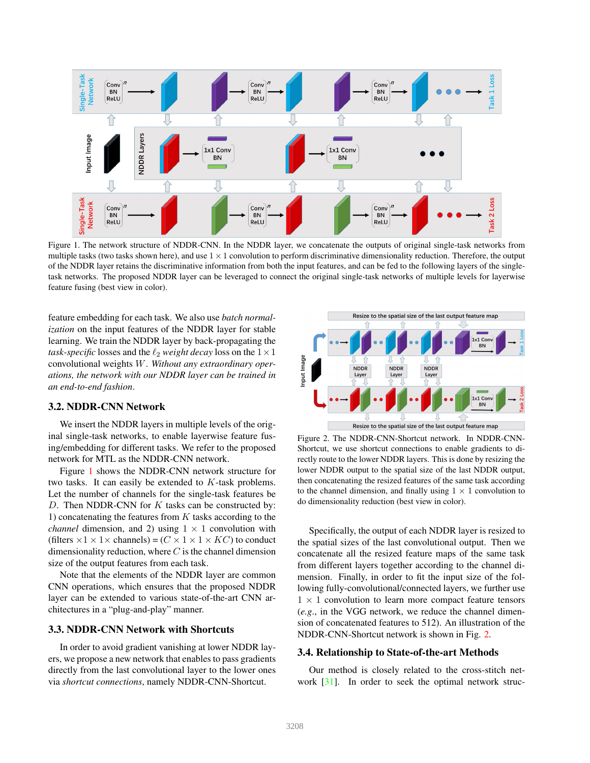Figure 1. The network structure of NDDR-CNN. In the NDDR layer, we concatenate the outputs of original single-task networks from multiple tasks (two tasks shown here), and use $1 \times 1$ convolution to perform discriminative dimensionality reduction. Therefore, the output of the NDDR layer retains the discriminative information from both the input features, and can be fed to the following layers of the single-task networks. The proposed NDDR layer can be leveraged to connect the original single-task networks of multiple levels for layerwise feature fusing (best view in color).

feature embedding for each task. We also use *batch normalization* on the input features of the NDDR layer for stable learning. We train the NDDR layer by back-propagating the *task-specific* losses and the $\ell_2$ *weight decay* loss on the $1 \times 1$ convolutional weights $W$. *Without any extraordinary operations, the network with our NDDR layer can be trained in an end-to-end fashion*.

### 3.2. NDDR-CNN Network

We insert the NDDR layers in multiple levels of the original single-task networks, to enable layerwise feature fusing/embedding for different tasks. We refer to the proposed network for MTL as the NDDR-CNN network.

Figure 1 shows the NDDR-CNN network structure for two tasks. It can easily be extended to $K$-task problems. Let the number of channels for the single-task features be $D$. Then NDDR-CNN for $K$ tasks can be constructed by: 1) concatenating the features from $K$ tasks according to the *channel* dimension, and 2) using $1 \times 1$ convolution with (filters $\times 1 \times 1 \times$ channels) = ($C \times 1 \times 1 \times KC$) to conduct dimensionality reduction, where $C$ is the channel dimension size of the output features from each task.

Note that the elements of the NDDR layer are common CNN operations, which ensures that the proposed NDDR layer can be extended to various state-of-the-art CNN architectures in a "plug-and-play" manner.

### 3.3. NDDR-CNN Network with Shortcuts

In order to avoid gradient vanishing at lower NDDR layers, we propose a new network that enables to pass gradients directly from the last convolutional layer to the lower ones via *shortcut connections*, namely NDDR-CNN-Shortcut.

Figure 2. The NDDR-CNN-Shortcut network. In NDDR-CNN-Shortcut, we use shortcut connections to enable gradients to directly route to the lower NDDR layers. This is done by resizing the lower NDDR output to the spatial size of the last NDDR output, then concatenating the resized features of the same task according to the channel dimension, and finally using $1 \times 1$ convolution to do dimensionality reduction (best view in color).

Specifically, the output of each NDDR layer is resized to the spatial sizes of the last convolutional output. Then we concatenate all the resized feature maps of the same task from different layers together according to the channel dimension. Finally, in order to fit the input size of the following fully-convolutional/connected layers, we further use $1 \times 1$ convolution to learn more compact feature tensors (*e.g.*, in the VGG network, we reduce the channel dimension of concatenated features to 512). An illustration of the NDDR-CNN-Shortcut network is shown in Fig. 2.

### 3.4. Relationship to State-of-the-art Methods

Our method is closely related to the cross-stitch network [31]. In order to seek the optimal network struc-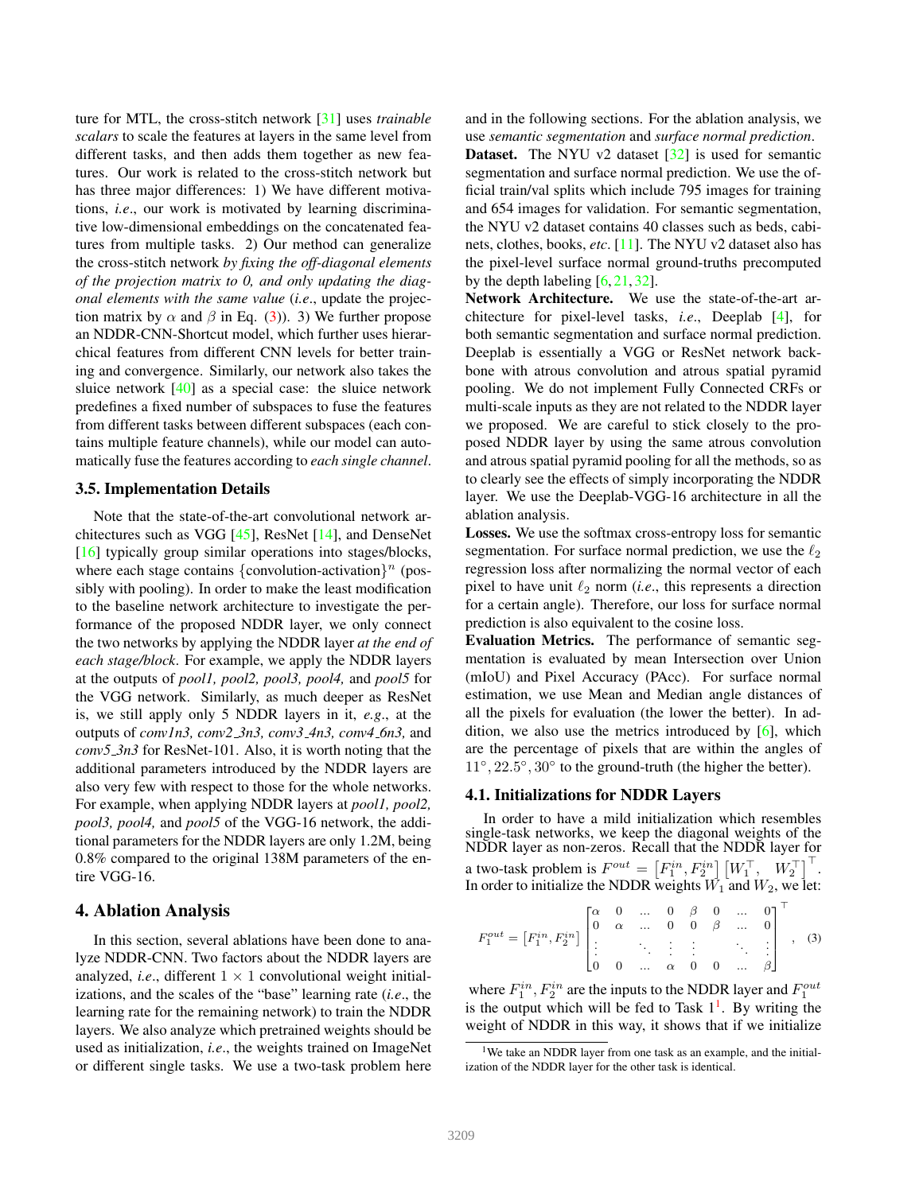ture for MTL, the cross-stitch network [31] uses *trainable scalars* to scale the features at layers in the same level from different tasks, and then adds them together as new features. Our work is related to the cross-stitch network but has three major differences: 1) We have different motivations, *i.e*., our work is motivated by learning discriminative low-dimensional embeddings on the concatenated features from multiple tasks. 2) Our method can generalize the cross-stitch network *by fixing the off-diagonal elements of the projection matrix to 0, and only updating the diagonal elements with the same value* (*i.e*., update the projection matrix by $\alpha$ and $\beta$ in Eq. (3)). 3) We further propose an NDDR-CNN-Shortcut model, which further uses hierarchical features from different CNN levels for better training and convergence. Similarly, our network also takes the sluice network [40] as a special case: the sluice network predefines a fixed number of subspaces to fuse the features from different tasks between different subspaces (each contains multiple feature channels), while our model can automatically fuse the features according to *each single channel*.

### 3.5. Implementation Details

Note that the state-of-the-art convolutional network architectures such as VGG [45], ResNet [14], and DenseNet [16] typically group similar operations into stages/blocks, where each stage contains $\{\text{convolution-activation}\}^n$ (possibly with pooling). In order to make the least modification to the baseline network architecture to investigate the performance of the proposed NDDR layer, we only connect the two networks by applying the NDDR layer *at the end of each stage/block*. For example, we apply the NDDR layers at the outputs of *pool1, pool2, pool3, pool4,* and *pool5* for the VGG network. Similarly, as much deeper as ResNet is, we still apply only 5 NDDR layers in it, *e.g*., at the outputs of *conv1n3, conv2_3n3, conv3_4n3, conv4_6n3,* and *conv5_3n3* for ResNet-101. Also, it is worth noting that the additional parameters introduced by the NDDR layers are also very few with respect to those for the whole networks. For example, when applying NDDR layers at *pool1, pool2, pool3, pool4,* and *pool5* of the VGG-16 network, the additional parameters for the NDDR layers are only 1.2M, being 0.8% compared to the original 138M parameters of the entire VGG-16.

## 4. Ablation Analysis

In this section, several ablations have been done to analyze NDDR-CNN. Two factors about the NDDR layers are analyzed, *i.e*., different $1 \times 1$ convolutional weight initializations, and the scales of the "base" learning rate (*i.e*., the learning rate for the remaining network) to train the NDDR layers. We also analyze which pretrained weights should be used as initialization, *i.e*., the weights trained on ImageNet or different single tasks. We use a two-task problem here and in the following sections. For the ablation analysis, we use *semantic segmentation* and *surface normal prediction*.

**Dataset.** The NYU v2 dataset [32] is used for semantic segmentation and surface normal prediction. We use the official train/val splits which include 795 images for training and 654 images for validation. For semantic segmentation, the NYU v2 dataset contains 40 classes such as beds, cabinets, clothes, books, *etc*. [11]. The NYU v2 dataset also has the pixel-level surface normal ground-truths precomputed by the depth labeling [6, 21, 32].

**Network Architecture.** We use the state-of-the-art architecture for pixel-level tasks, *i.e*., Deeplab [4], for both semantic segmentation and surface normal prediction. Deeplab is essentially a VGG or ResNet network backbone with atrous convolution and atrous spatial pyramid pooling. We do not implement Fully Connected CRFs or multi-scale inputs as they are not related to the NDDR layer we proposed. We are careful to stick closely to the proposed NDDR layer by using the same atrous convolution and atrous spatial pyramid pooling for all the methods, so as to clearly see the effects of simply incorporating the NDDR layer. We use the Deeplab-VGG-16 architecture in all the ablation analysis.

**Losses.** We use the softmax cross-entropy loss for semantic segmentation. For surface normal prediction, we use the $\ell_2$ regression loss after normalizing the normal vector of each pixel to have unit $\ell_2$ norm (*i.e*., this represents a direction for a certain angle). Therefore, our loss for surface normal prediction is also equivalent to the cosine loss.

**Evaluation Metrics.** The performance of semantic segmentation is evaluated by mean Intersection over Union (mIoU) and Pixel Accuracy (PAcc). For surface normal estimation, we use Mean and Median angle distances of all the pixels for evaluation (the lower the better). In addition, we also use the metrics introduced by [6], which are the percentage of pixels that are within the angles of $11^\circ, 22.5^\circ, 30^\circ$ to the ground-truth (the higher the better).

### 4.1. Initializations for NDDR Layers

In order to have a mild initialization which resembles single-task networks, we keep the diagonal weights of the NDDR layer as non-zeros. Recall that the NDDR layer for a two-task problem is $F^{out} = \left[F_1^{in}, F_2^{in}\right]\left[W_1^\top, \quad W_2^\top\right]^\top$. In order to initialize the NDDR weights $W_1$ and $W_2$, we let:

$$F_1^{out} = \left[F_1^{in}, F_2^{in}\right] \begin{bmatrix} \alpha & 0 & \ldots & 0 & \beta & 0 & \ldots & 0 \\ 0 & \alpha & \ldots & 0 & 0 & \beta & \ldots & 0 \\ \vdots & & \ddots & \vdots & \vdots & & \ddots & \vdots \\ 0 & 0 & \ldots & \alpha & 0 & 0 & \ldots & \beta \end{bmatrix}^\top, \quad (3)$$

where $F_1^{in}, F_2^{in}$ are the inputs to the NDDR layer and $F_1^{out}$ is the output which will be fed to Task 1[1]. By writing the weight of NDDR in this way, it shows that if we initialize

[1] We take an NDDR layer from one task as an example, and the initialization of the NDDR layer for the other task is identical.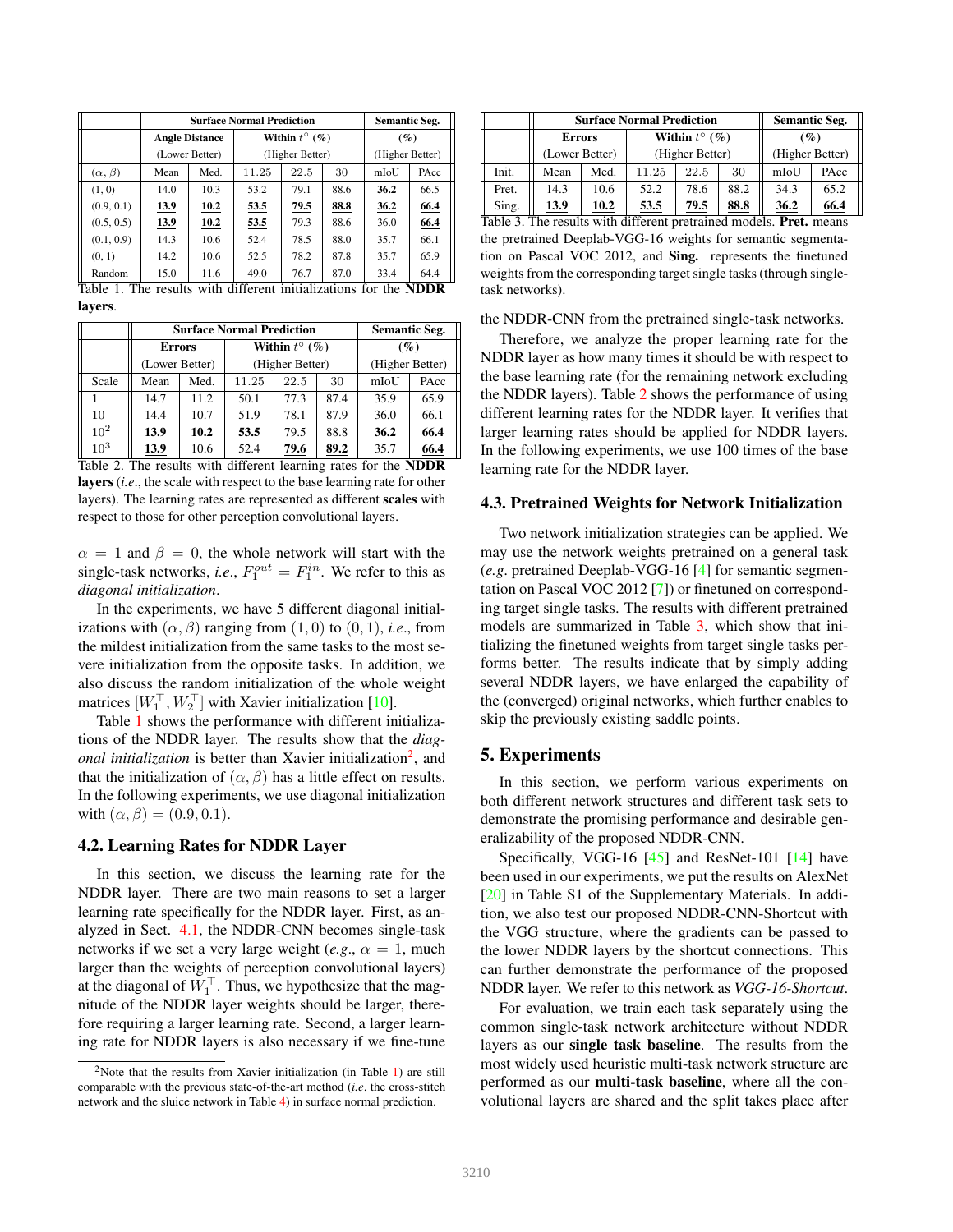| | Surface Normal Prediction | | | | | Semantic Seg. | |
|---|---|---|---|---|---|---|---|
| | Angle Distance | | Within $t^\circ$ (%) | | | (%) | |
| | (Lower Better) | | (Higher Better) | | | (Higher Better) | |
| $(\alpha, \beta)$ | Mean | Med. | 11.25 | 22.5 | 30 | mIoU | PAcc |
| (1, 0) | 14.0 | 10.3 | 53.2 | 79.1 | 88.6 | **36.2** | 66.5 |
| (0.9, 0.1) | **13.9** | **10.2** | **53.5** | **79.5** | **88.8** | **36.2** | **66.4** |
| (0.5, 0.5) | **13.9** | **10.2** | **53.5** | 79.3 | 88.6 | 36.0 | **66.4** |
| (0.1, 0.9) | 14.3 | 10.6 | 52.4 | 78.5 | 88.0 | 35.7 | 66.1 |
| (0, 1) | 14.2 | 10.6 | 52.5 | 78.2 | 87.8 | 35.7 | 65.9 |
| Random | 15.0 | 11.6 | 49.0 | 76.7 | 87.0 | 33.4 | 64.4 |

Table 1. The results with different initializations for the **NDDR layers**.

| | Surface Normal Prediction | | | | | Semantic Seg. | |
|---|---|---|---|---|---|---|---|
| | Errors | | Within $t^\circ$ (%) | | | (%) | |
| | (Lower Better) | | (Higher Better) | | | (Higher Better) | |
| Scale | Mean | Med. | 11.25 | 22.5 | 30 | mIoU | PAcc |
| 1 | 14.7 | 11.2 | 50.1 | 77.3 | 87.4 | 35.9 | 65.9 |
| 10 | 14.4 | 10.7 | 51.9 | 78.1 | 87.9 | 36.0 | 66.1 |
| $10^2$ | **13.9** | **10.2** | **53.5** | 79.5 | 88.8 | **36.2** | **66.4** |
| $10^3$ | **13.9** | 10.6 | 52.4 | **79.6** | **89.2** | 35.7 | **66.4** |

Table 2. The results with different learning rates for the **NDDR layers** (*i.e.*, the scale with respect to the base learning rate for other layers). The learning rates are represented as different **scales** with respect to those for other perception convolutional layers.

$\alpha = 1$ and $\beta = 0$, the whole network will start with the single-task networks, *i.e.*, $F_1^{out} = F_1^{in}$. We refer to this as *diagonal initialization*.

In the experiments, we have 5 different diagonal initializations with $(\alpha, \beta)$ ranging from $(1, 0)$ to $(0, 1)$, *i.e.*, from the mildest initialization from the same tasks to the most severe initialization from the opposite tasks. In addition, we also discuss the random initialization of the whole weight matrices $[W_1^\top, W_2^\top]$ with Xavier initialization [10].

Table 1 shows the performance with different initializations of the NDDR layer. The results show that the *diagonal initialization* is better than Xavier initialization[2], and that the initialization of $(\alpha, \beta)$ has a little effect on results. In the following experiments, we use diagonal initialization with $(\alpha, \beta) = (0.9, 0.1)$.

## 4.2. Learning Rates for NDDR Layer

In this section, we discuss the learning rate for the NDDR layer. There are two main reasons to set a larger learning rate specifically for the NDDR layer. First, as analyzed in Sect. 4.1, the NDDR-CNN becomes single-task networks if we set a very large weight (*e.g.*, $\alpha = 1$, much larger than the weights of perception convolutional layers) at the diagonal of $W_1^\top$. Thus, we hypothesize that the magnitude of the NDDR layer weights should be larger, therefore requiring a larger learning rate. Second, a larger learning rate for NDDR layers is also necessary if we fine-tune the NDDR-CNN from the pretrained single-task networks.

[2]Note that the results from Xavier initialization (in Table 1) are still comparable with the previous state-of-the-art method (*i.e.* the cross-stitch network and the sluice network in Table 4) in surface normal prediction.

Therefore, we analyze the proper learning rate for the NDDR layer as how many times it should be with respect to the base learning rate (for the remaining network excluding the NDDR layers). Table 2 shows the performance of using different learning rates for the NDDR layer. It verifies that larger learning rates should be applied for NDDR layers. In the following experiments, we use 100 times of the base learning rate for the NDDR layer.

| | Surface Normal Prediction | | | | | Semantic Seg. | |
|---|---|---|---|---|---|---|---|
| | Errors | | Within $t^\circ$ (%) | | | (%) | |
| | (Lower Better) | | (Higher Better) | | | (Higher Better) | |
| Init. | Mean | Med. | 11.25 | 22.5 | 30 | mIoU | PAcc |
| Pret. | 14.3 | 10.6 | 52.2 | 78.6 | 88.2 | 34.3 | 65.2 |
| Sing. | **13.9** | **10.2** | **53.5** | **79.5** | **88.8** | **36.2** | **66.4** |

Table 3. The results with different pretrained models. **Pret.** means the pretrained Deeplab-VGG-16 weights for semantic segmentation on Pascal VOC 2012, and **Sing.** represents the finetuned weights from the corresponding target single tasks (through single-task networks).

## 4.3. Pretrained Weights for Network Initialization

Two network initialization strategies can be applied. We may use the network weights pretrained on a general task (*e.g.* pretrained Deeplab-VGG-16 [4] for semantic segmentation on Pascal VOC 2012 [7]) or finetuned on corresponding target single tasks. The results with different pretrained models are summarized in Table 3, which show that initializing the finetuned weights from target single tasks performs better. The results indicate that by simply adding several NDDR layers, we have enlarged the capability of the (converged) original networks, which further enables to skip the previously existing saddle points.

# 5. Experiments

In this section, we perform various experiments on both different network structures and different task sets to demonstrate the promising performance and desirable generalizability of the proposed NDDR-CNN.

Specifically, VGG-16 [45] and ResNet-101 [14] have been used in our experiments, we put the results on AlexNet [20] in Table S1 of the Supplementary Materials. In addition, we also test our proposed NDDR-CNN-Shortcut with the VGG structure, where the gradients can be passed to the lower NDDR layers by the shortcut connections. This can further demonstrate the performance of the proposed NDDR layer. We refer to this network as *VGG-16-Shortcut*.

For evaluation, we train each task separately using the common single-task network architecture without NDDR layers as our **single task baseline**. The results from the most widely used heuristic multi-task network structure are performed as our **multi-task baseline**, where all the convolutional layers are shared and the split takes place after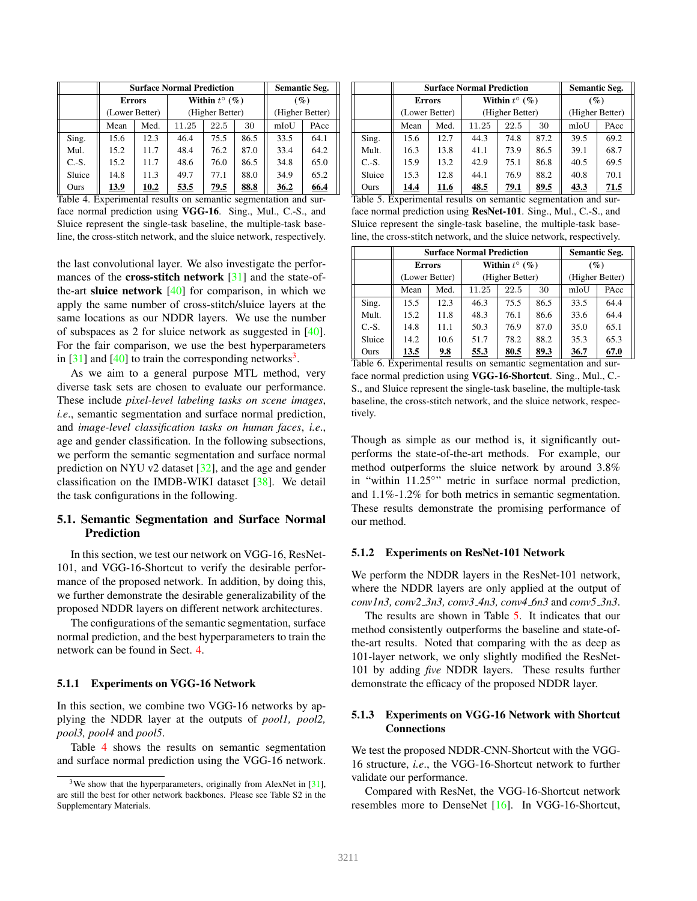| | Surface Normal Prediction | | | | | Semantic Seg. | |
|---|---|---|---|---|---|---|---|
| | Errors | | Within $t^\circ$ (%) | | | (%) | |
| | (Lower Better) | | (Higher Better) | | | (Higher Better) | |
| | Mean | Med. | 11.25 | 22.5 | 30 | mIoU | PAcc |
| Sing. | 15.6 | 12.3 | 46.4 | 75.5 | 86.5 | 33.5 | 64.1 |
| Mul. | 15.2 | 11.7 | 48.4 | 76.2 | 87.0 | 33.4 | 64.2 |
| C.-S. | 15.2 | 11.7 | 48.6 | 76.0 | 86.5 | 34.8 | 65.0 |
| Sluice | 14.8 | 11.3 | 49.7 | 77.1 | 88.0 | 34.9 | 65.2 |
| Ours | **13.9** | **10.2** | **53.5** | **79.5** | **88.8** | **36.2** | **66.4** |

Table 4. Experimental results on semantic segmentation and surface normal prediction using **VGG-16**. Sing., Mul., C.-S., and Sluice represent the single-task baseline, the multiple-task baseline, the cross-stitch network, and the sluice network, respectively.

the last convolutional layer. We also investigate the performances of the **cross-stitch network** [31] and the state-of-the-art **sluice network** [40] for comparison, in which we apply the same number of cross-stitch/sluice layers at the same locations as our NDDR layers. We use the number of subspaces as 2 for sluice network as suggested in [40]. For the fair comparison, we use the best hyperparameters in [31] and [40] to train the corresponding networks[3].

As we aim to a general purpose MTL method, very diverse task sets are chosen to evaluate our performance. These include *pixel-level labeling tasks on scene images*, *i.e.*, semantic segmentation and surface normal prediction, and *image-level classification tasks on human faces*, *i.e.*, age and gender classification. In the following subsections, we perform the semantic segmentation and surface normal prediction on NYU v2 dataset [32], and the age and gender classification on the IMDB-WIKI dataset [38]. We detail the task configurations in the following.

## 5.1. Semantic Segmentation and Surface Normal Prediction

In this section, we test our network on VGG-16, ResNet-101, and VGG-16-Shortcut to verify the desirable performance of the proposed network. In addition, by doing this, we further demonstrate the desirable generalizability of the proposed NDDR layers on different network architectures.

The configurations of the semantic segmentation, surface normal prediction, and the best hyperparameters to train the network can be found in Sect. 4.

### 5.1.1 Experiments on VGG-16 Network

In this section, we combine two VGG-16 networks by applying the NDDR layer at the outputs of *pool1, pool2, pool3, pool4* and *pool5*.

Table 4 shows the results on semantic segmentation and surface normal prediction using the VGG-16 network. Though as simple as our method is, it significantly outperforms the state-of-the-art methods. For example, our method outperforms the sluice network by around 3.8% in "within 11.25°" metric in surface normal prediction, and 1.1%-1.2% for both metrics in semantic segmentation. These results demonstrate the promising performance of our method.

[3] We show that the hyperparameters, originally from AlexNet in [31], are still the best for other network backbones. Please see Table S2 in the Supplementary Materials.

| | Surface Normal Prediction | | | | | Semantic Seg. | |
|---|---|---|---|---|---|---|---|
| | Errors | | Within $t^\circ$ (%) | | | (%) | |
| | (Lower Better) | | (Higher Better) | | | (Higher Better) | |
| | Mean | Med. | 11.25 | 22.5 | 30 | mIoU | PAcc |
| Sing. | 15.6 | 12.7 | 44.3 | 74.8 | 87.2 | 39.5 | 69.2 |
| Mult. | 16.3 | 13.8 | 41.1 | 73.9 | 86.5 | 39.1 | 68.7 |
| C.-S. | 15.9 | 13.2 | 42.9 | 75.1 | 86.8 | 40.5 | 69.5 |
| Sluice | 15.3 | 12.8 | 44.1 | 76.9 | 88.2 | 40.8 | 70.1 |
| Ours | **14.4** | **11.6** | **48.5** | **79.1** | **89.5** | **43.3** | **71.5** |

Table 5. Experimental results on semantic segmentation and surface normal prediction using **ResNet-101**. Sing., Mul., C.-S., and Sluice represent the single-task baseline, the multiple-task baseline, the cross-stitch network, and the sluice network, respectively.

| | Surface Normal Prediction | | | | | Semantic Seg. | |
|---|---|---|---|---|---|---|---|
| | Errors | | Within $t^\circ$ (%) | | | (%) | |
| | (Lower Better) | | (Higher Better) | | | (Higher Better) | |
| | Mean | Med. | 11.25 | 22.5 | 30 | mIoU | PAcc |
| Sing. | 15.5 | 12.3 | 46.3 | 75.5 | 86.5 | 33.5 | 64.4 |
| Mult. | 15.2 | 11.8 | 48.3 | 76.1 | 86.6 | 33.6 | 64.4 |
| C.-S. | 14.8 | 11.1 | 50.3 | 76.9 | 87.0 | 35.0 | 65.1 |
| Sluice | 14.2 | 10.6 | 51.7 | 78.2 | 88.2 | 35.3 | 65.3 |
| Ours | **13.5** | **9.8** | **55.3** | **80.5** | **89.3** | **36.7** | **67.0** |

Table 6. Experimental results on semantic segmentation and surface normal prediction using **VGG-16-Shortcut**. Sing., Mul., C.-S., and Sluice represent the single-task baseline, the multiple-task baseline, the cross-stitch network, and the sluice network, respectively.

### 5.1.2 Experiments on ResNet-101 Network

We perform the NDDR layers in the ResNet-101 network, where the NDDR layers are only applied at the output of *conv1n3, conv2_3n3, conv3_4n3, conv4_6n3* and *conv5_3n3*.

The results are shown in Table 5. It indicates that our method consistently outperforms the baseline and state-of-the-art results. Noted that comparing with the as deep as 101-layer network, we only slightly modified the ResNet-101 by adding *five* NDDR layers. These results further demonstrate the efficacy of the proposed NDDR layer.

### 5.1.3 Experiments on VGG-16 Network with Shortcut Connections

We test the proposed NDDR-CNN-Shortcut with the VGG-16 structure, *i.e.*, the VGG-16-Shortcut network to further validate our performance.

Compared with ResNet, the VGG-16-Shortcut network resembles more to DenseNet [16]. In VGG-16-Shortcut,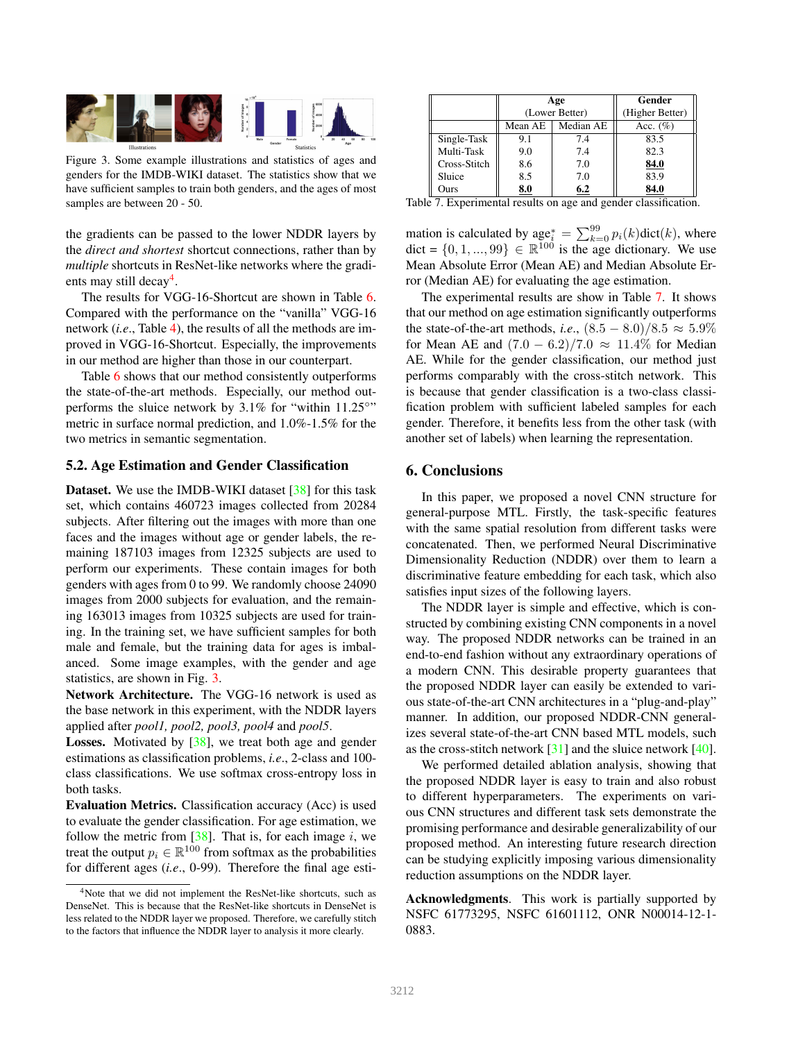Figure 3. Some example illustrations and statistics of ages and genders for the IMDB-WIKI dataset. The statistics show that we have sufficient samples to train both genders, and the ages of most samples are between 20 - 50.

the gradients can be passed to the lower NDDR layers by the *direct and shortest* shortcut connections, rather than by *multiple* shortcuts in ResNet-like networks where the gradients may still decay[4].

The results for VGG-16-Shortcut are shown in Table 6. Compared with the performance on the "vanilla" VGG-16 network (*i.e.*, Table 4), the results of all the methods are improved in VGG-16-Shortcut. Especially, the improvements in our method are higher than those in our counterpart.

Table 6 shows that our method consistently outperforms the state-of-the-art methods. Especially, our method outperforms the sluice network by 3.1% for "within 11.25°" metric in surface normal prediction, and 1.0%-1.5% for the two metrics in semantic segmentation.

## 5.2. Age Estimation and Gender Classification

**Dataset.** We use the IMDB-WIKI dataset [38] for this task set, which contains 460723 images collected from 20284 subjects. After filtering out the images with more than one faces and the images without age or gender labels, the remaining 187103 images from 12325 subjects are used to perform our experiments. These contain images for both genders with ages from 0 to 99. We randomly choose 24090 images from 2000 subjects for evaluation, and the remaining 163013 images from 10325 subjects are used for training. In the training set, we have sufficient samples for both male and female, but the training data for ages is imbalanced. Some image examples, with the gender and age statistics, are shown in Fig. 3.

**Network Architecture.** The VGG-16 network is used as the base network in this experiment, with the NDDR layers applied after *pool1, pool2, pool3, pool4* and *pool5*.

**Losses.** Motivated by [38], we treat both age and gender estimations as classification problems, *i.e.*, 2-class and 100-class classifications. We use softmax cross-entropy loss in both tasks.

**Evaluation Metrics.** Classification accuracy (Acc) is used to evaluate the gender classification. For age estimation, we follow the metric from [38]. That is, for each image $i$, we treat the output $p_i \in \mathbb{R}^{100}$ from softmax as the probabilities for different ages (*i.e.*, 0-99). Therefore the final age estimation is calculated by $\text{age}_i^* = \sum_{k=0}^{99} p_i(k)\text{dict}(k)$, where dict $= \{0, 1, ..., 99\} \in \mathbb{R}^{100}$ is the age dictionary. We use Mean Absolute Error (Mean AE) and Median Absolute Error (Median AE) for evaluating the age estimation.

[4]Note that we did not implement the ResNet-like shortcuts, such as DenseNet. This is because that the ResNet-like shortcuts in DenseNet is less related to the NDDR layer we proposed. Therefore, we carefully stitch to the factors that influence the NDDR layer to analysis it more clearly.

| | Age (Lower Better) | | Gender (Higher Better) |
|---|---|---|---|
| | Mean AE | Median AE | Acc. (%) |
| Single-Task | 9.1 | 7.4 | 83.5 |
| Multi-Task | 9.0 | 7.4 | 82.3 |
| Cross-Stitch | 8.6 | 7.0 | **84.0** |
| Sluice | 8.5 | 7.0 | 83.9 |
| Ours | **8.0** | **6.2** | **84.0** |

Table 7. Experimental results on age and gender classification.

The experimental results are show in Table 7. It shows that our method on age estimation significantly outperforms the state-of-the-art methods, *i.e.*, $(8.5 - 8.0)/8.5 \approx 5.9\%$ for Mean AE and $(7.0 - 6.2)/7.0 \approx 11.4\%$ for Median AE. While for the gender classification, our method just performs comparably with the cross-stitch network. This is because that gender classification is a two-class classification problem with sufficient labeled samples for each gender. Therefore, it benefits less from the other task (with another set of labels) when learning the representation.

# 6. Conclusions

In this paper, we proposed a novel CNN structure for general-purpose MTL. Firstly, the task-specific features with the same spatial resolution from different tasks were concatenated. Then, we performed Neural Discriminative Dimensionality Reduction (NDDR) over them to learn a discriminative feature embedding for each task, which also satisfies input sizes of the following layers.

The NDDR layer is simple and effective, which is constructed by combining existing CNN components in a novel way. The proposed NDDR networks can be trained in an end-to-end fashion without any extraordinary operations of a modern CNN. This desirable property guarantees that the proposed NDDR layer can easily be extended to various state-of-the-art CNN architectures in a "plug-and-play" manner. In addition, our proposed NDDR-CNN generalizes several state-of-the-art CNN based MTL models, such as the cross-stitch network [31] and the sluice network [40].

We performed detailed ablation analysis, showing that the proposed NDDR layer is easy to train and also robust to different hyperparameters. The experiments on various CNN structures and different task sets demonstrate the promising performance and desirable generalizability of our proposed method. An interesting future research direction can be studying explicitly imposing various dimensionality reduction assumptions on the NDDR layer.

**Acknowledgments**. This work is partially supported by NSFC 61773295, NSFC 61601112, ONR N00014-12-1-0883.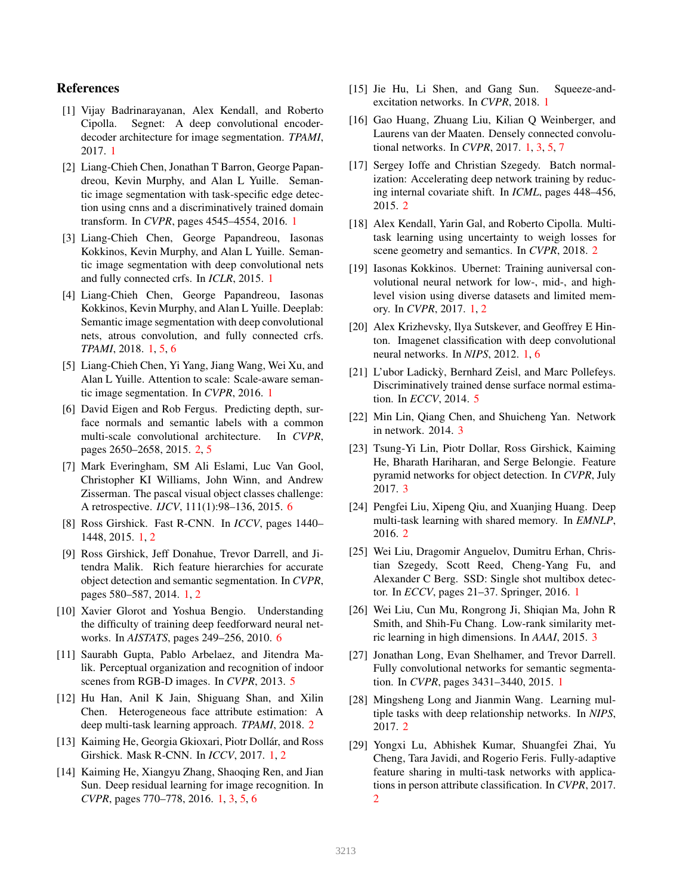## References

[1] Vijay Badrinarayanan, Alex Kendall, and Roberto Cipolla. Segnet: A deep convolutional encoder-decoder architecture for image segmentation. *TPAMI*, 2017. 1

[2] Liang-Chieh Chen, Jonathan T Barron, George Papandreou, Kevin Murphy, and Alan L Yuille. Semantic image segmentation with task-specific edge detection using cnns and a discriminatively trained domain transform. In *CVPR*, pages 4545–4554, 2016. 1

[3] Liang-Chieh Chen, George Papandreou, Iasonas Kokkinos, Kevin Murphy, and Alan L Yuille. Semantic image segmentation with deep convolutional nets and fully connected crfs. In *ICLR*, 2015. 1

[4] Liang-Chieh Chen, George Papandreou, Iasonas Kokkinos, Kevin Murphy, and Alan L Yuille. Deeplab: Semantic image segmentation with deep convolutional nets, atrous convolution, and fully connected crfs. *TPAMI*, 2018. 1, 5, 6

[5] Liang-Chieh Chen, Yi Yang, Jiang Wang, Wei Xu, and Alan L Yuille. Attention to scale: Scale-aware semantic image segmentation. In *CVPR*, 2016. 1

[6] David Eigen and Rob Fergus. Predicting depth, surface normals and semantic labels with a common multi-scale convolutional architecture. In *CVPR*, pages 2650–2658, 2015. 2, 5

[7] Mark Everingham, SM Ali Eslami, Luc Van Gool, Christopher KI Williams, John Winn, and Andrew Zisserman. The pascal visual object classes challenge: A retrospective. *IJCV*, 111(1):98–136, 2015. 6

[8] Ross Girshick. Fast R-CNN. In *ICCV*, pages 1440–1448, 2015. 1, 2

[9] Ross Girshick, Jeff Donahue, Trevor Darrell, and Jitendra Malik. Rich feature hierarchies for accurate object detection and semantic segmentation. In *CVPR*, pages 580–587, 2014. 1, 2

[10] Xavier Glorot and Yoshua Bengio. Understanding the difficulty of training deep feedforward neural networks. In *AISTATS*, pages 249–256, 2010. 6

[11] Saurabh Gupta, Pablo Arbelaez, and Jitendra Malik. Perceptual organization and recognition of indoor scenes from RGB-D images. In *CVPR*, 2013. 5

[12] Hu Han, Anil K Jain, Shiguang Shan, and Xilin Chen. Heterogeneous face attribute estimation: A deep multi-task learning approach. *TPAMI*, 2018. 2

[13] Kaiming He, Georgia Gkioxari, Piotr Dollár, and Ross Girshick. Mask R-CNN. In *ICCV*, 2017. 1, 2

[14] Kaiming He, Xiangyu Zhang, Shaoqing Ren, and Jian Sun. Deep residual learning for image recognition. In *CVPR*, pages 770–778, 2016. 1, 3, 5, 6

[15] Jie Hu, Li Shen, and Gang Sun. Squeeze-and-excitation networks. In *CVPR*, 2018. 1

[16] Gao Huang, Zhuang Liu, Kilian Q Weinberger, and Laurens van der Maaten. Densely connected convolutional networks. In *CVPR*, 2017. 1, 3, 5, 7

[17] Sergey Ioffe and Christian Szegedy. Batch normalization: Accelerating deep network training by reducing internal covariate shift. In *ICML*, pages 448–456, 2015. 2

[18] Alex Kendall, Yarin Gal, and Roberto Cipolla. Multi-task learning using uncertainty to weigh losses for scene geometry and semantics. In *CVPR*, 2018. 2

[19] Iasonas Kokkinos. Ubernet: Training auniversal convolutional neural network for low-, mid-, and high-level vision using diverse datasets and limited memory. In *CVPR*, 2017. 1, 2

[20] Alex Krizhevsky, Ilya Sutskever, and Geoffrey E Hinton. Imagenet classification with deep convolutional neural networks. In *NIPS*, 2012. 1, 6

[21] L'ubor Ladickỳ, Bernhard Zeisl, and Marc Pollefeys. Discriminatively trained dense surface normal estimation. In *ECCV*, 2014. 5

[22] Min Lin, Qiang Chen, and Shuicheng Yan. Network in network. 2014. 3

[23] Tsung-Yi Lin, Piotr Dollar, Ross Girshick, Kaiming He, Bharath Hariharan, and Serge Belongie. Feature pyramid networks for object detection. In *CVPR*, July 2017. 3

[24] Pengfei Liu, Xipeng Qiu, and Xuanjing Huang. Deep multi-task learning with shared memory. In *EMNLP*, 2016. 2

[25] Wei Liu, Dragomir Anguelov, Dumitru Erhan, Christian Szegedy, Scott Reed, Cheng-Yang Fu, and Alexander C Berg. SSD: Single shot multibox detector. In *ECCV*, pages 21–37. Springer, 2016. 1

[26] Wei Liu, Cun Mu, Rongrong Ji, Shiqian Ma, John R Smith, and Shih-Fu Chang. Low-rank similarity metric learning in high dimensions. In *AAAI*, 2015. 3

[27] Jonathan Long, Evan Shelhamer, and Trevor Darrell. Fully convolutional networks for semantic segmentation. In *CVPR*, pages 3431–3440, 2015. 1

[28] Mingsheng Long and Jianmin Wang. Learning multiple tasks with deep relationship networks. In *NIPS*, 2017. 2

[29] Yongxi Lu, Abhishek Kumar, Shuangfei Zhai, Yu Cheng, Tara Javidi, and Rogerio Feris. Fully-adaptive feature sharing in multi-task networks with applications in person attribute classification. In *CVPR*, 2017. 2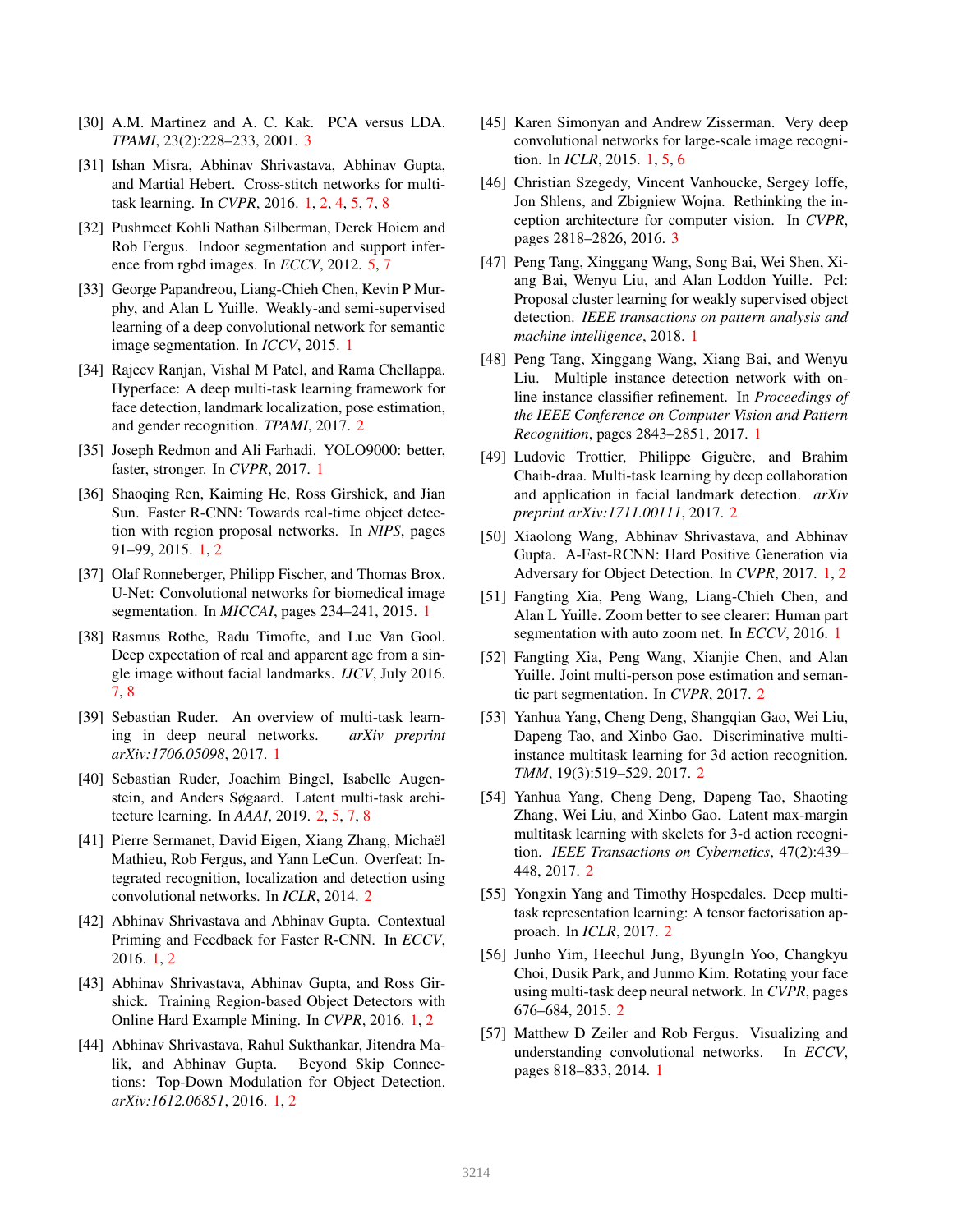[30] A.M. Martinez and A. C. Kak. PCA versus LDA. *TPAMI*, 23(2):228–233, 2001. 3

[31] Ishan Misra, Abhinav Shrivastava, Abhinav Gupta, and Martial Hebert. Cross-stitch networks for multi-task learning. In *CVPR*, 2016. 1, 2, 4, 5, 7, 8

[32] Pushmeet Kohli Nathan Silberman, Derek Hoiem and Rob Fergus. Indoor segmentation and support inference from rgbd images. In *ECCV*, 2012. 5, 7

[33] George Papandreou, Liang-Chieh Chen, Kevin P Murphy, and Alan L Yuille. Weakly-and semi-supervised learning of a deep convolutional network for semantic image segmentation. In *ICCV*, 2015. 1

[34] Rajeev Ranjan, Vishal M Patel, and Rama Chellappa. Hyperface: A deep multi-task learning framework for face detection, landmark localization, pose estimation, and gender recognition. *TPAMI*, 2017. 2

[35] Joseph Redmon and Ali Farhadi. YOLO9000: better, faster, stronger. In *CVPR*, 2017. 1

[36] Shaoqing Ren, Kaiming He, Ross Girshick, and Jian Sun. Faster R-CNN: Towards real-time object detection with region proposal networks. In *NIPS*, pages 91–99, 2015. 1, 2

[37] Olaf Ronneberger, Philipp Fischer, and Thomas Brox. U-Net: Convolutional networks for biomedical image segmentation. In *MICCAI*, pages 234–241, 2015. 1

[38] Rasmus Rothe, Radu Timofte, and Luc Van Gool. Deep expectation of real and apparent age from a single image without facial landmarks. *IJCV*, July 2016. 7, 8

[39] Sebastian Ruder. An overview of multi-task learning in deep neural networks. *arXiv preprint arXiv:1706.05098*, 2017. 1

[40] Sebastian Ruder, Joachim Bingel, Isabelle Augenstein, and Anders Søgaard. Latent multi-task architecture learning. In *AAAI*, 2019. 2, 5, 7, 8

[41] Pierre Sermanet, David Eigen, Xiang Zhang, Michaël Mathieu, Rob Fergus, and Yann LeCun. Overfeat: Integrated recognition, localization and detection using convolutional networks. In *ICLR*, 2014. 2

[42] Abhinav Shrivastava and Abhinav Gupta. Contextual Priming and Feedback for Faster R-CNN. In *ECCV*, 2016. 1, 2

[43] Abhinav Shrivastava, Abhinav Gupta, and Ross Girshick. Training Region-based Object Detectors with Online Hard Example Mining. In *CVPR*, 2016. 1, 2

[44] Abhinav Shrivastava, Rahul Sukthankar, Jitendra Malik, and Abhinav Gupta. Beyond Skip Connections: Top-Down Modulation for Object Detection. *arXiv:1612.06851*, 2016. 1, 2

[45] Karen Simonyan and Andrew Zisserman. Very deep convolutional networks for large-scale image recognition. In *ICLR*, 2015. 1, 5, 6

[46] Christian Szegedy, Vincent Vanhoucke, Sergey Ioffe, Jon Shlens, and Zbigniew Wojna. Rethinking the inception architecture for computer vision. In *CVPR*, pages 2818–2826, 2016. 3

[47] Peng Tang, Xinggang Wang, Song Bai, Wei Shen, Xiang Bai, Wenyu Liu, and Alan Loddon Yuille. Pcl: Proposal cluster learning for weakly supervised object detection. *IEEE transactions on pattern analysis and machine intelligence*, 2018. 1

[48] Peng Tang, Xinggang Wang, Xiang Bai, and Wenyu Liu. Multiple instance detection network with online instance classifier refinement. In *Proceedings of the IEEE Conference on Computer Vision and Pattern Recognition*, pages 2843–2851, 2017. 1

[49] Ludovic Trottier, Philippe Giguère, and Brahim Chaib-draa. Multi-task learning by deep collaboration and application in facial landmark detection. *arXiv preprint arXiv:1711.00111*, 2017. 2

[50] Xiaolong Wang, Abhinav Shrivastava, and Abhinav Gupta. A-Fast-RCNN: Hard Positive Generation via Adversary for Object Detection. In *CVPR*, 2017. 1, 2

[51] Fangting Xia, Peng Wang, Liang-Chieh Chen, and Alan L Yuille. Zoom better to see clearer: Human part segmentation with auto zoom net. In *ECCV*, 2016. 1

[52] Fangting Xia, Peng Wang, Xianjie Chen, and Alan Yuille. Joint multi-person pose estimation and semantic part segmentation. In *CVPR*, 2017. 2

[53] Yanhua Yang, Cheng Deng, Shangqian Gao, Wei Liu, Dapeng Tao, and Xinbo Gao. Discriminative multi-instance multitask learning for 3d action recognition. *TMM*, 19(3):519–529, 2017. 2

[54] Yanhua Yang, Cheng Deng, Dapeng Tao, Shaoting Zhang, Wei Liu, and Xinbo Gao. Latent max-margin multitask learning with skelets for 3-d action recognition. *IEEE Transactions on Cybernetics*, 47(2):439–448, 2017. 2

[55] Yongxin Yang and Timothy Hospedales. Deep multi-task representation learning: A tensor factorisation approach. In *ICLR*, 2017. 2

[56] Junho Yim, Heechul Jung, ByungIn Yoo, Changkyu Choi, Dusik Park, and Junmo Kim. Rotating your face using multi-task deep neural network. In *CVPR*, pages 676–684, 2015. 2

[57] Matthew D Zeiler and Rob Fergus. Visualizing and understanding convolutional networks. In *ECCV*, pages 818–833, 2014. 1